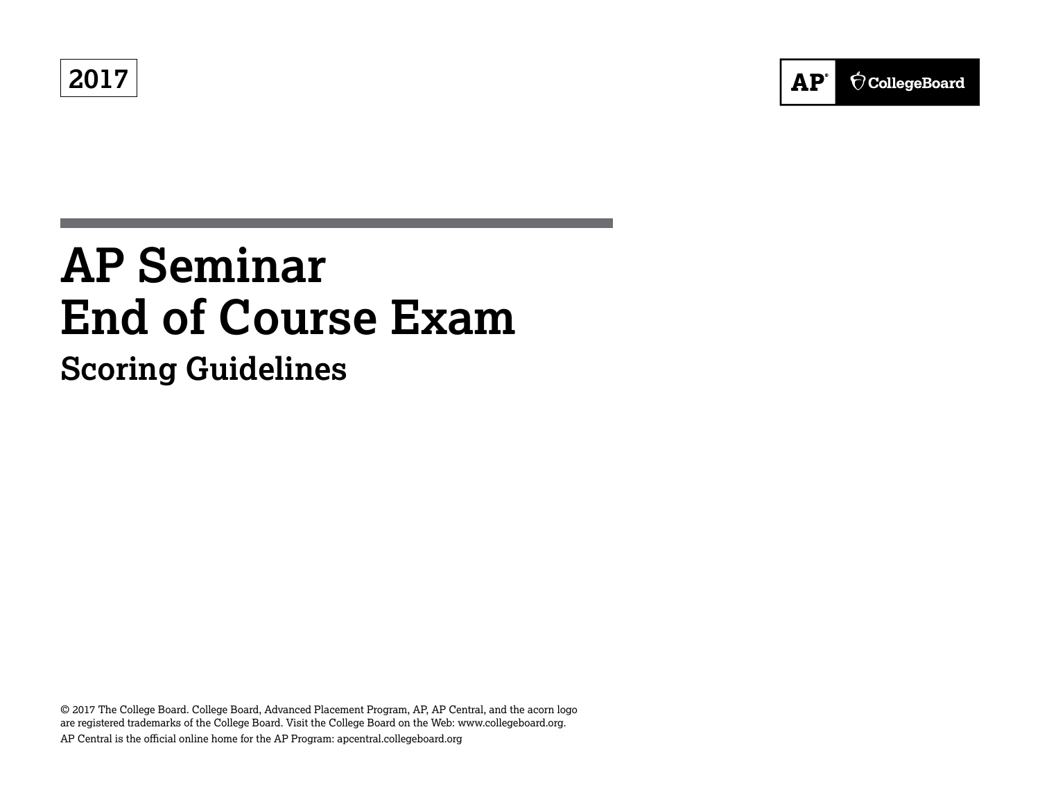2017

AP CollegeBoard

# AP Seminar
# End of Course Exam
## Scoring Guidelines

© 2017 The College Board. College Board, Advanced Placement Program, AP, AP Central, and the acorn logo are registered trademarks of the College Board. Visit the College Board on the Web: www.collegeboard.org.
AP Central is the official online home for the AP Program: apcentral.collegeboard.org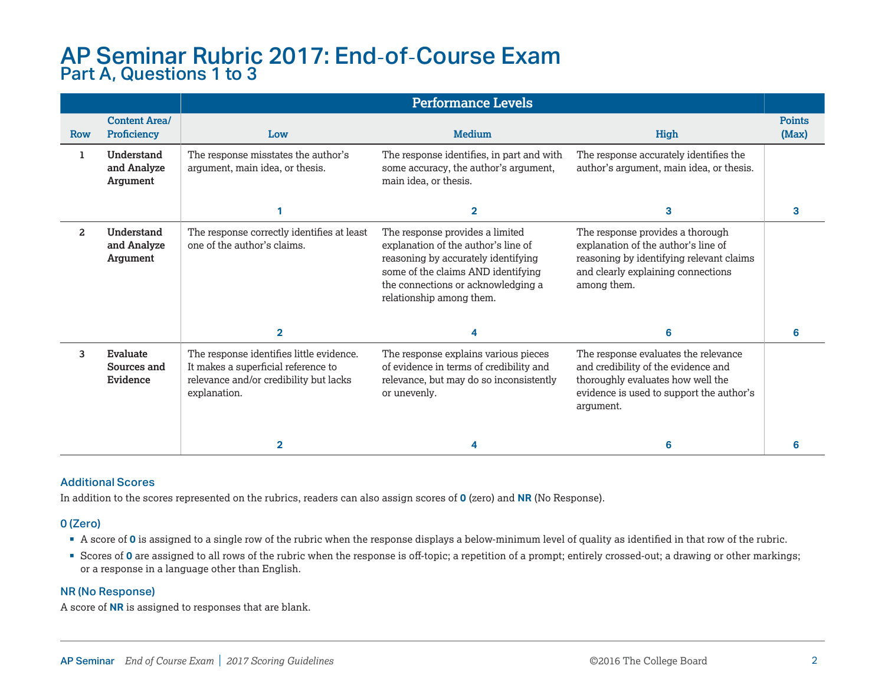# AP Seminar Rubric 2017: End-of-Course Exam

## Part A, Questions 1 to 3

| | | Performance Levels | | | |
|---|---|---|---|---|---|
| **Row** | **Content Area/ Proficiency** | **Low** | **Medium** | **High** | **Points (Max)** |
| 1 | **Understand and Analyze Argument** | The response misstates the author's argument, main idea, or thesis. **1** | The response identifies, in part and with some accuracy, the author's argument, main idea, or thesis. **2** | The response accurately identifies the author's argument, main idea, or thesis. **3** | **3** |
| 2 | **Understand and Analyze Argument** | The response correctly identifies at least one of the author's claims. **2** | The response provides a limited explanation of the author's line of reasoning by accurately identifying some of the claims AND identifying the connections or acknowledging a relationship among them. **4** | The response provides a thorough explanation of the author's line of reasoning by identifying relevant claims and clearly explaining connections among them. **6** | **6** |
| 3 | **Evaluate Sources and Evidence** | The response identifies little evidence. It makes a superficial reference to relevance and/or credibility but lacks explanation. **2** | The response explains various pieces of evidence in terms of credibility and relevance, but may do so inconsistently or unevenly. **4** | The response evaluates the relevance and credibility of the evidence and thoroughly evaluates how well the evidence is used to support the author's argument. **6** | **6** |

### Additional Scores

In addition to the scores represented on the rubrics, readers can also assign scores of **0** (zero) and **NR** (No Response).

### 0 (Zero)

- A score of **0** is assigned to a single row of the rubric when the response displays a below-minimum level of quality as identified in that row of the rubric.
- Scores of **0** are assigned to all rows of the rubric when the response is off-topic; a repetition of a prompt; entirely crossed-out; a drawing or other markings; or a response in a language other than English.

### NR (No Response)

A score of **NR** is assigned to responses that are blank.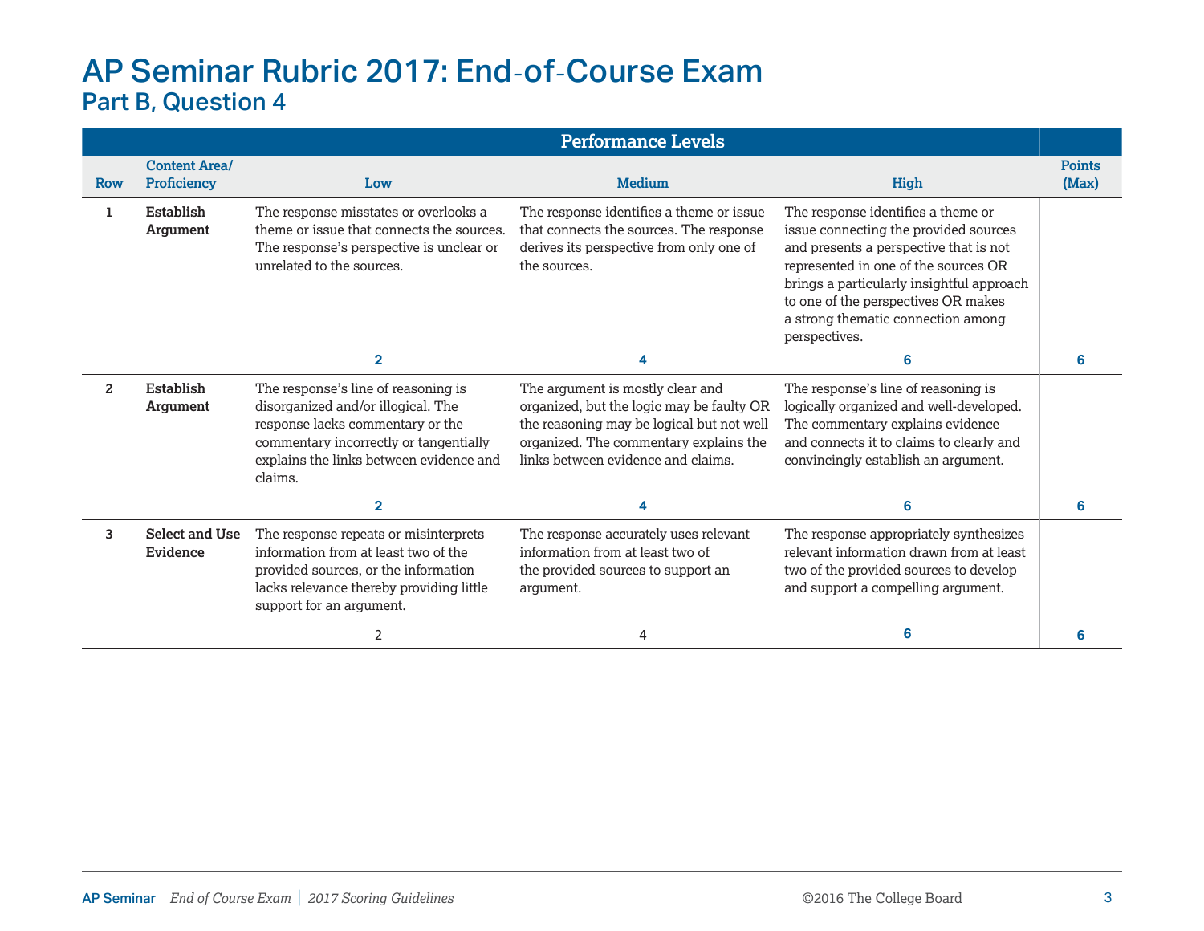# AP Seminar Rubric 2017: End-of-Course Exam

## Part B, Question 4

| Row | Content Area/ Proficiency | Performance Levels: Low | Performance Levels: Medium | Performance Levels: High | Points (Max) |
|---|---|---|---|---|---|
| 1 | **Establish Argument** | The response misstates or overlooks a theme or issue that connects the sources. The response's perspective is unclear or unrelated to the sources. **2** | The response identifies a theme or issue that connects the sources. The response derives its perspective from only one of the sources. **4** | The response identifies a theme or issue connecting the provided sources and presents a perspective that is not represented in one of the sources OR brings a particularly insightful approach to one of the perspectives OR makes a strong thematic connection among perspectives. **6** | **6** |
| 2 | **Establish Argument** | The response's line of reasoning is disorganized and/or illogical. The response lacks commentary or the commentary incorrectly or tangentially explains the links between evidence and claims. **2** | The argument is mostly clear and organized, but the logic may be faulty OR the reasoning may be logical but not well organized. The commentary explains the links between evidence and claims. **4** | The response's line of reasoning is logically organized and well-developed. The commentary explains evidence and connects it to claims to clearly and convincingly establish an argument. **6** | **6** |
| 3 | **Select and Use Evidence** | The response repeats or misinterprets information from at least two of the provided sources, or the information lacks relevance thereby providing little support for an argument. 2 | The response accurately uses relevant information from at least two of the provided sources to support an argument. 4 | The response appropriately synthesizes relevant information drawn from at least two of the provided sources to develop and support a compelling argument. **6** | **6** |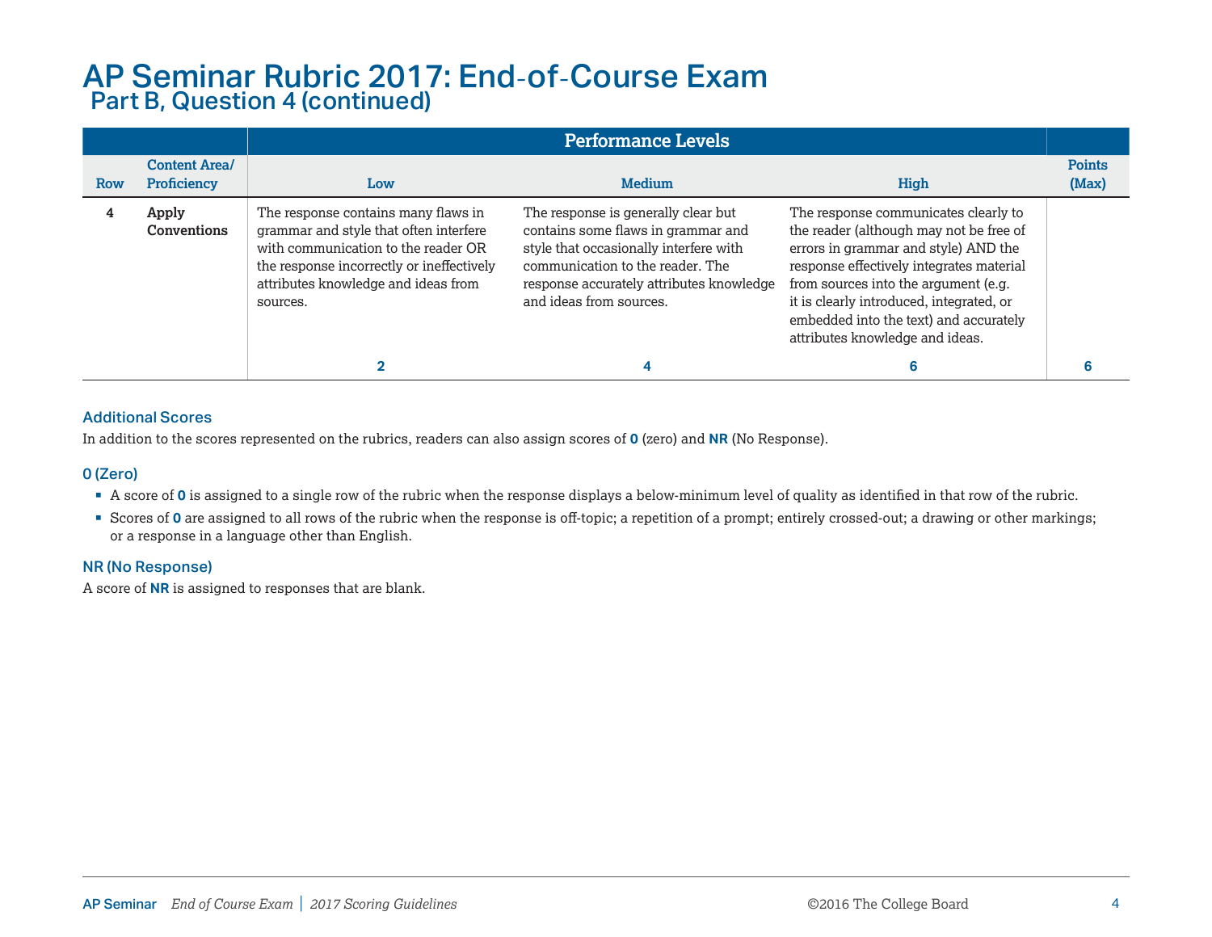# AP Seminar Rubric 2017: End-of-Course Exam

## Part B, Question 4 (continued)

| | | Performance Levels | | | |
|---|---|---|---|---|---|
| Row | Content Area/ Proficiency | Low | Medium | High | Points (Max) |
| 4 | **Apply Conventions** | The response contains many flaws in grammar and style that often interfere with communication to the reader OR the response incorrectly or ineffectively attributes knowledge and ideas from sources. | The response is generally clear but contains some flaws in grammar and style that occasionally interfere with communication to the reader. The response accurately attributes knowledge and ideas from sources. | The response communicates clearly to the reader (although may not be free of errors in grammar and style) AND the response effectively integrates material from sources into the argument (e.g. it is clearly introduced, integrated, or embedded into the text) and accurately attributes knowledge and ideas. | |
| | | 2 | 4 | 6 | 6 |

### Additional Scores

In addition to the scores represented on the rubrics, readers can also assign scores of **0** (zero) and **NR** (No Response).

### 0 (Zero)

- A score of **0** is assigned to a single row of the rubric when the response displays a below-minimum level of quality as identified in that row of the rubric.
- Scores of **0** are assigned to all rows of the rubric when the response is off-topic; a repetition of a prompt; entirely crossed-out; a drawing or other markings; or a response in a language other than English.

### NR (No Response)

A score of **NR** is assigned to responses that are blank.